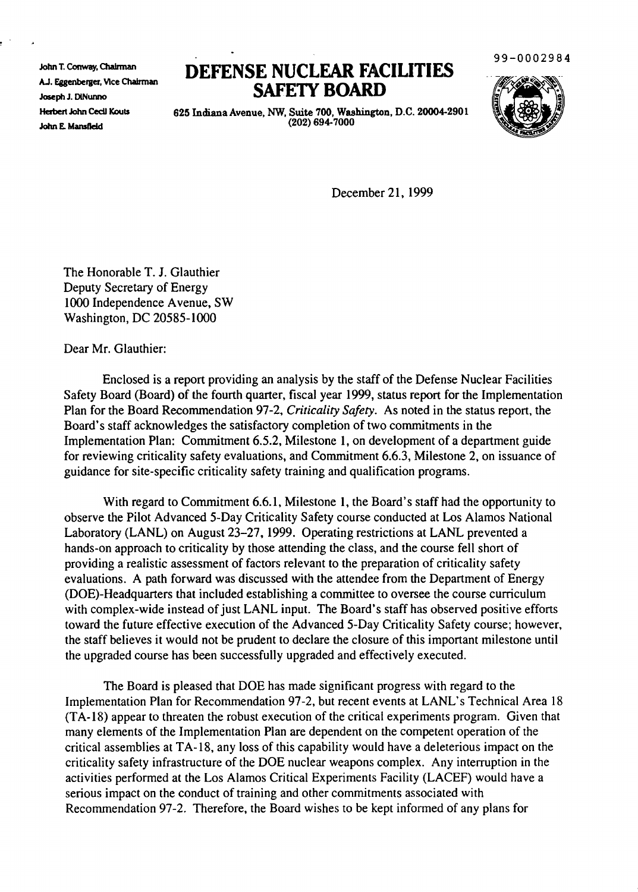John T. Conway, Chairman
A.J. Eggenberger, Vice Chairman
Joseph J. DiNunno
Herbert John Cecil Kouts
John E. Mansfield

# DEFENSE NUCLEAR FACILITIES SAFETY BOARD

625 Indiana Avenue, NW, Suite 700, Washington, D.C. 20004-2901
(202) 694-7000

99-0002984

December 21, 1999

The Honorable T. J. Glauthier
Deputy Secretary of Energy
1000 Independence Avenue, SW
Washington, DC 20585-1000

Dear Mr. Glauthier:

Enclosed is a report providing an analysis by the staff of the Defense Nuclear Facilities Safety Board (Board) of the fourth quarter, fiscal year 1999, status report for the Implementation Plan for the Board Recommendation 97-2, *Criticality Safety*. As noted in the status report, the Board's staff acknowledges the satisfactory completion of two commitments in the Implementation Plan: Commitment 6.5.2, Milestone 1, on development of a department guide for reviewing criticality safety evaluations, and Commitment 6.6.3, Milestone 2, on issuance of guidance for site-specific criticality safety training and qualification programs.

With regard to Commitment 6.6.1, Milestone 1, the Board's staff had the opportunity to observe the Pilot Advanced 5-Day Criticality Safety course conducted at Los Alamos National Laboratory (LANL) on August 23–27, 1999. Operating restrictions at LANL prevented a hands-on approach to criticality by those attending the class, and the course fell short of providing a realistic assessment of factors relevant to the preparation of criticality safety evaluations. A path forward was discussed with the attendee from the Department of Energy (DOE)-Headquarters that included establishing a committee to oversee the course curriculum with complex-wide instead of just LANL input. The Board's staff has observed positive efforts toward the future effective execution of the Advanced 5-Day Criticality Safety course; however, the staff believes it would not be prudent to declare the closure of this important milestone until the upgraded course has been successfully upgraded and effectively executed.

The Board is pleased that DOE has made significant progress with regard to the Implementation Plan for Recommendation 97-2, but recent events at LANL's Technical Area 18 (TA-18) appear to threaten the robust execution of the critical experiments program. Given that many elements of the Implementation Plan are dependent on the competent operation of the critical assemblies at TA-18, any loss of this capability would have a deleterious impact on the criticality safety infrastructure of the DOE nuclear weapons complex. Any interruption in the activities performed at the Los Alamos Critical Experiments Facility (LACEF) would have a serious impact on the conduct of training and other commitments associated with Recommendation 97-2. Therefore, the Board wishes to be kept informed of any plans for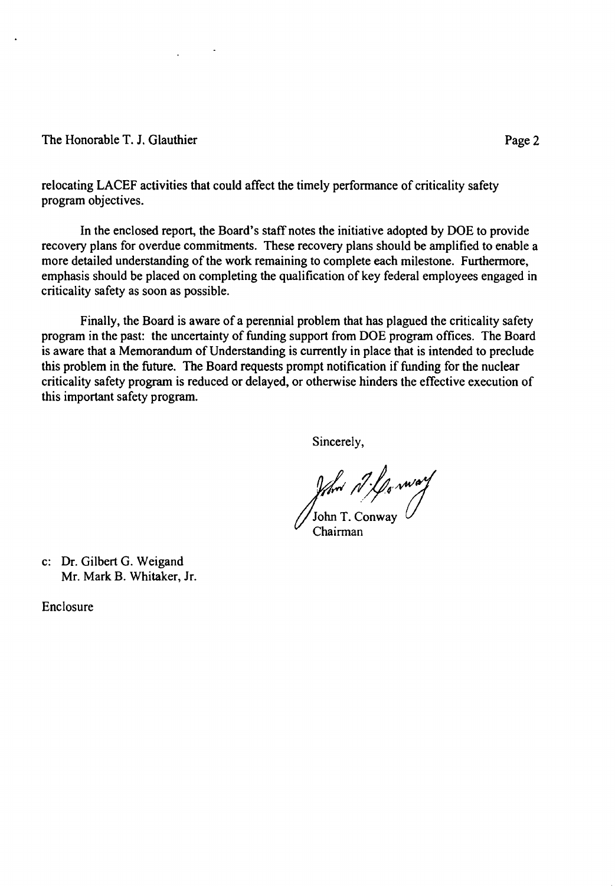The Honorable T. J. Glauthier

relocating LACEF activities that could affect the timely performance of criticality safety program objectives.

In the enclosed report, the Board's staff notes the initiative adopted by DOE to provide recovery plans for overdue commitments. These recovery plans should be amplified to enable a more detailed understanding of the work remaining to complete each milestone. Furthermore, emphasis should be placed on completing the qualification of key federal employees engaged in criticality safety as soon as possible.

Finally, the Board is aware of a perennial problem that has plagued the criticality safety program in the past: the uncertainty of funding support from DOE program offices. The Board is aware that a Memorandum of Understanding is currently in place that is intended to preclude this problem in the future. The Board requests prompt notification if funding for the nuclear criticality safety program is reduced or delayed, or otherwise hinders the effective execution of this important safety program.

Sincerely,

John T. Conway
Chairman

c: Dr. Gilbert G. Weigand
Mr. Mark B. Whitaker, Jr.

Enclosure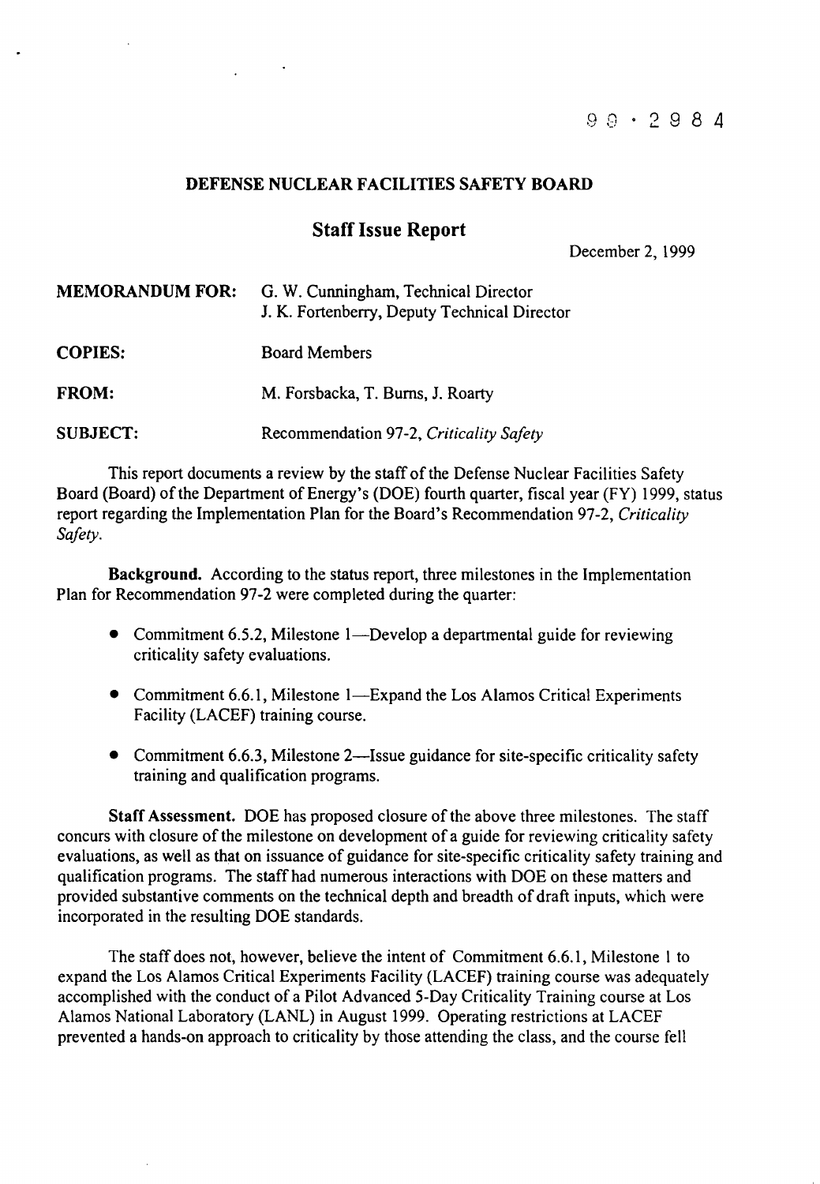99 · 2984

**DEFENSE NUCLEAR FACILITIES SAFETY BOARD**

## Staff Issue Report

December 2, 1999

| | |
|---|---|
| **MEMORANDUM FOR:** | G. W. Cunningham, Technical Director<br>J. K. Fortenberry, Deputy Technical Director |
| **COPIES:** | Board Members |
| **FROM:** | M. Forsbacka, T. Burns, J. Roarty |
| **SUBJECT:** | Recommendation 97-2, *Criticality Safety* |

This report documents a review by the staff of the Defense Nuclear Facilities Safety Board (Board) of the Department of Energy's (DOE) fourth quarter, fiscal year (FY) 1999, status report regarding the Implementation Plan for the Board's Recommendation 97-2, *Criticality Safety*.

**Background.** According to the status report, three milestones in the Implementation Plan for Recommendation 97-2 were completed during the quarter:

- Commitment 6.5.2, Milestone 1—Develop a departmental guide for reviewing criticality safety evaluations.
- Commitment 6.6.1, Milestone 1—Expand the Los Alamos Critical Experiments Facility (LACEF) training course.
- Commitment 6.6.3, Milestone 2—Issue guidance for site-specific criticality safety training and qualification programs.

**Staff Assessment.** DOE has proposed closure of the above three milestones. The staff concurs with closure of the milestone on development of a guide for reviewing criticality safety evaluations, as well as that on issuance of guidance for site-specific criticality safety training and qualification programs. The staff had numerous interactions with DOE on these matters and provided substantive comments on the technical depth and breadth of draft inputs, which were incorporated in the resulting DOE standards.

The staff does not, however, believe the intent of Commitment 6.6.1, Milestone 1 to expand the Los Alamos Critical Experiments Facility (LACEF) training course was adequately accomplished with the conduct of a Pilot Advanced 5-Day Criticality Training course at Los Alamos National Laboratory (LANL) in August 1999. Operating restrictions at LACEF prevented a hands-on approach to criticality by those attending the class, and the course fell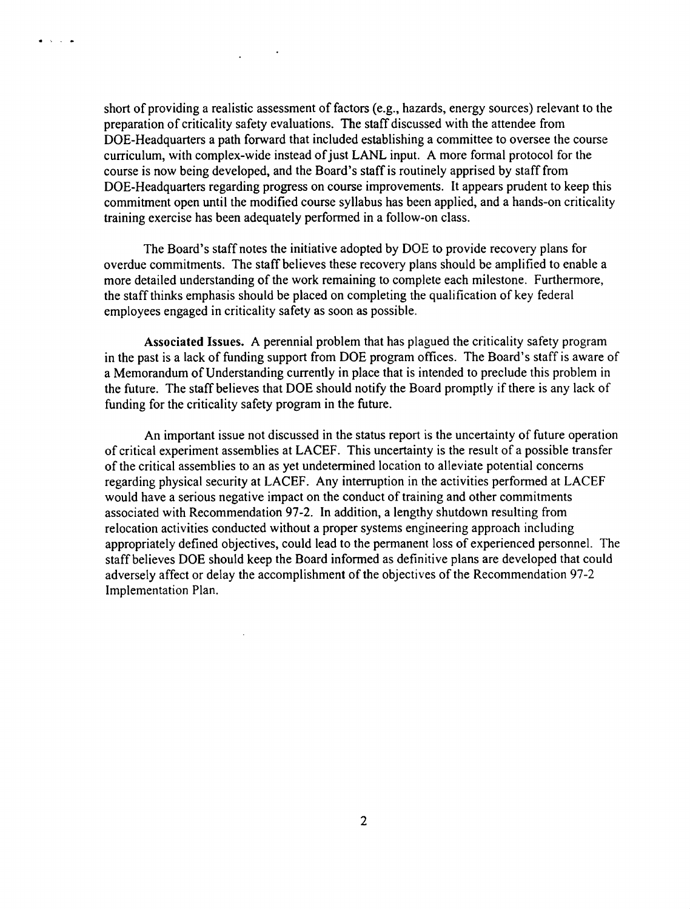short of providing a realistic assessment of factors (e.g., hazards, energy sources) relevant to the preparation of criticality safety evaluations. The staff discussed with the attendee from DOE-Headquarters a path forward that included establishing a committee to oversee the course curriculum, with complex-wide instead of just LANL input. A more formal protocol for the course is now being developed, and the Board's staff is routinely apprised by staff from DOE-Headquarters regarding progress on course improvements. It appears prudent to keep this commitment open until the modified course syllabus has been applied, and a hands-on criticality training exercise has been adequately performed in a follow-on class.

The Board's staff notes the initiative adopted by DOE to provide recovery plans for overdue commitments. The staff believes these recovery plans should be amplified to enable a more detailed understanding of the work remaining to complete each milestone. Furthermore, the staff thinks emphasis should be placed on completing the qualification of key federal employees engaged in criticality safety as soon as possible.

**Associated Issues.** A perennial problem that has plagued the criticality safety program in the past is a lack of funding support from DOE program offices. The Board's staff is aware of a Memorandum of Understanding currently in place that is intended to preclude this problem in the future. The staff believes that DOE should notify the Board promptly if there is any lack of funding for the criticality safety program in the future.

An important issue not discussed in the status report is the uncertainty of future operation of critical experiment assemblies at LACEF. This uncertainty is the result of a possible transfer of the critical assemblies to an as yet undetermined location to alleviate potential concerns regarding physical security at LACEF. Any interruption in the activities performed at LACEF would have a serious negative impact on the conduct of training and other commitments associated with Recommendation 97-2. In addition, a lengthy shutdown resulting from relocation activities conducted without a proper systems engineering approach including appropriately defined objectives, could lead to the permanent loss of experienced personnel. The staff believes DOE should keep the Board informed as definitive plans are developed that could adversely affect or delay the accomplishment of the objectives of the Recommendation 97-2 Implementation Plan.